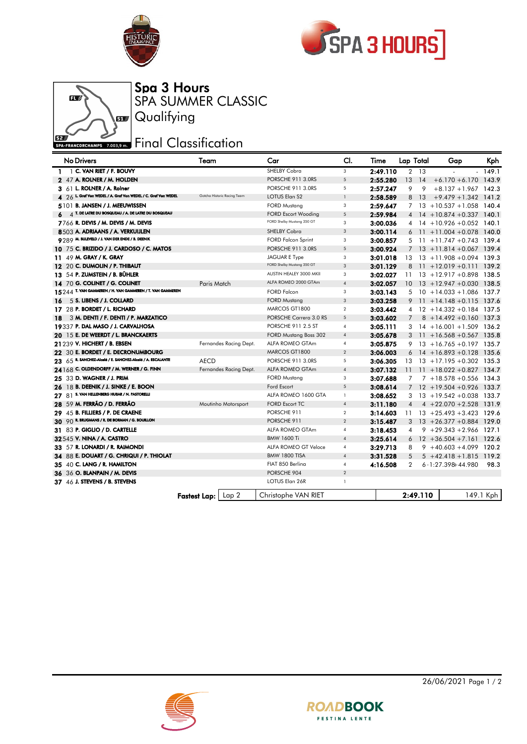# Spa 3 Hours

## SPA SUMMER CLASSIC

## Qualifying

## Final Classification

SPA-FRANCORCHAMPS 7.003,9 m.

| | No | Drivers | Team | Car | Cl. | Time | Lap | Total | Gap | | Kph |
|---|---|---|---|---|---|---|---|---|---|---|---|
| 1 | 1 | C. VAN RIET / F. BOUVY | | SHELBY Cobra | 3 | 2:49.110 | 2 | 13 | - | - | 149.1 |
| 2 | 47 | A. ROLNER / M. HOLDEN | | PORSCHE 911 3.0RS | 5 | 2:55.280 | 13 | 14 | +6.170 | +6.170 | 143.9 |
| 3 | 61 | L. ROLNER / A. Rolner | | PORSCHE 911 3.0RS | 5 | 2:57.247 | 9 | 9 | +8.137 | +1.967 | 142.3 |
| 4 | 26 | L. Graf Von WEDEL / A. Graf Von WEDEL / C. Graf Von WEDEL | Gotcha Historic Racing Team | LOTUS Elan S2 | 1 | 2:58.589 | 8 | 13 | +9.479 | +1.342 | 141.2 |
| 5 | 101 | B. JANSEN / J. MEEUWISSEN | | FORD Mustang | 3 | 2:59.647 | 7 | 13 | +10.537 | +1.058 | 140.4 |
| 6 | 4 | T. DE LATRE DU BOSQUEAU / A. DE LATRE DU BOSQUEAU | | FORD Escort Wooding | 5 | 2:59.984 | 4 | 14 | +10.874 | +0.337 | 140.1 |
| 7 | 766 | R. DEVIS / M. DEVIS / M. DEVIS | | FORD Shelby Mustang 350 GT | 3 | 3:00.036 | 4 | 14 | +10.926 | +0.052 | 140.1 |
| 8 | 503 | A. ADRIAANS / A. VERKUIJLEN | | SHELBY Cobra | 3 | 3:00.114 | 6 | 11 | +11.004 | +0.078 | 140.0 |
| 9 | 289 | M. BIJLEVELD / J. VAN DER ENDE / B. DEENIK | | FORD Falcon Sprint | 3 | 3:00.857 | 5 | 11 | +11.747 | +0.743 | 139.4 |
| 10 | 75 | C. BRIZIDO / J. CARDOSO / C. MATOS | | PORSCHE 911 3.0RS | 5 | 3:00.924 | 7 | 13 | +11.814 | +0.067 | 139.4 |
| 11 | 49 | M. GRAY / K. GRAY | | JAGUAR E Type | 3 | 3:01.018 | 13 | 13 | +11.908 | +0.094 | 139.3 |
| 12 | 20 | C. DUMOLIN / P. THIBAUT | | FORD Shelby Mustang 350 GT | 3 | 3:01.129 | 8 | 11 | +12.019 | +0.111 | 139.2 |
| 13 | 54 | P. ZUMSTEIN / B. BÜHLER | | AUSTIN HEALEY 3000 MKII | 3 | 3:02.027 | 11 | 13 | +12.917 | +0.898 | 138.5 |
| 14 | 70 | G. COLINET / G. COLINET | Paris Match | ALFA ROMEO 2000 GTAm | 4 | 3:02.057 | 10 | 13 | +12.947 | +0.030 | 138.5 |
| 15 | 244 | T. VAN GAMMEREN / H. VAN GAMMEREN / T. VAN GAMMEREN | | FORD Falcon | 3 | 3:03.143 | 5 | 10 | +14.033 | +1.086 | 137.7 |
| 16 | 5 | S. LIBENS / J. COLLARD | | FORD Mustang | 3 | 3:03.258 | 9 | 11 | +14.148 | +0.115 | 137.6 |
| 17 | 28 | P. BORDET / L. RICHARD | | MARCOS GT1800 | 2 | 3:03.442 | 4 | 12 | +14.332 | +0.184 | 137.5 |
| 18 | 3 | M. DENTI / F. DENTI / P. MARZATICO | | PORSCHE Carrera 3.0 RS | 5 | 3:03.602 | 7 | 8 | +14.492 | +0.160 | 137.3 |
| 19 | 337 | P. DAL MASO / J. CARVALHOSA | | PORSCHE 911 2.5 ST | 4 | 3:05.111 | 3 | 14 | +16.001 | +1.509 | 136.2 |
| 20 | 15 | E. DE WEERDT / L. BRANCKAERTS | | FORD Mustang Boss 302 | 4 | 3:05.678 | 3 | 11 | +16.568 | +0.567 | 135.8 |
| 21 | 239 | V. HICHERT / B. EBSEN | Fernandes Racing Dept. | ALFA ROMEO GTAm | 4 | 3:05.875 | 9 | 13 | +16.765 | +0.197 | 135.7 |
| 22 | 30 | E. BORDET / E. DECRONUMBOURG | | MARCOS GT1800 | 2 | 3:06.003 | 6 | 14 | +16.893 | +0.128 | 135.6 |
| 23 | 65 | R. SANCHEZ-Alcalá / E. SANCHEZ-Alcalá / A. ESCALANTE | AECD | PORSCHE 911 3.0RS | 5 | 3:06.305 | 13 | 13 | +17.195 | +0.302 | 135.3 |
| 24 | 168 | C. OLDENDORFF / M. WERNER / G. FINN | Fernandes Racing Dept. | ALFA ROMEO GTAm | 4 | 3:07.132 | 11 | 11 | +18.022 | +0.827 | 134.7 |
| 25 | 33 | D. WAGNER / J. PRIM | | FORD Mustang | 3 | 3:07.688 | 7 | 7 | +18.578 | +0.556 | 134.3 |
| 26 | 18 | B. DEENIK / J. SINKE / E. BOON | | Ford Escort | 5 | 3:08.614 | 7 | 12 | +19.504 | +0.926 | 133.7 |
| 27 | 81 | S. VAN HELLENBERG HUBAR / N. PASTORELLI | | ALFA ROMEO 1600 GTA | 1 | 3:08.652 | 3 | 13 | +19.542 | +0.038 | 133.7 |
| 28 | 59 | M. FERRÃO / D. FERRÃO | Moutinho Motorsport | FORD Escort TC | 4 | 3:11.180 | 4 | 4 | +22.070 | +2.528 | 131.9 |
| 29 | 45 | B. FILLIERS / P. DE CRAENE | | PORSCHE 911 | 2 | 3:14.603 | 11 | 13 | +25.493 | +3.423 | 129.6 |
| 30 | 90 | R. BRUGMANS / R. DE BORMAN / G. BOUILLON | | PORSCHE 911 | 2 | 3:15.487 | 3 | 13 | +26.377 | +0.884 | 129.0 |
| 31 | 83 | P. GIGLIO / D. CARTELLE | | ALFA ROMEO GTAm | 4 | 3:18.453 | 4 | 9 | +29.343 | +2.966 | 127.1 |
| 32 | 545 | V. NINA / A. CASTRO | | BMW 1600 Ti | 4 | 3:25.614 | 6 | 12 | +36.504 | +7.161 | 122.6 |
| 33 | 57 | R. LONARDI / R. RAIMONDI | | ALFA ROMEO GT Veloce | 4 | 3:29.713 | 8 | 9 | +40.603 | +4.099 | 120.2 |
| 34 | 88 | E. DOUART / G. CHRIQUI / P. THIOLAT | | BMW 1800 TISA | 4 | 3:31.528 | 5 | 5 | +42.418 | +1.815 | 119.2 |
| 35 | 40 | C. LANG / R. HAMILTON | | FIAT 850 Berlina | 4 | 4:16.508 | 2 | 6 | -1:27.398 | +44.980 | 98.3 |
| 36 | 36 | O. BLANPAIN / M. DEVIS | | PORSCHE 904 | 2 | | | | | | |
| 37 | 46 | J. STEVENS / B. STEVENS | | LOTUS Elan 26R | 1 | | | | | | |

**Fastest Lap:** Lap 2 | Christophe VAN RIET | **2:49.110** | 149.1 Kph

26/06/2021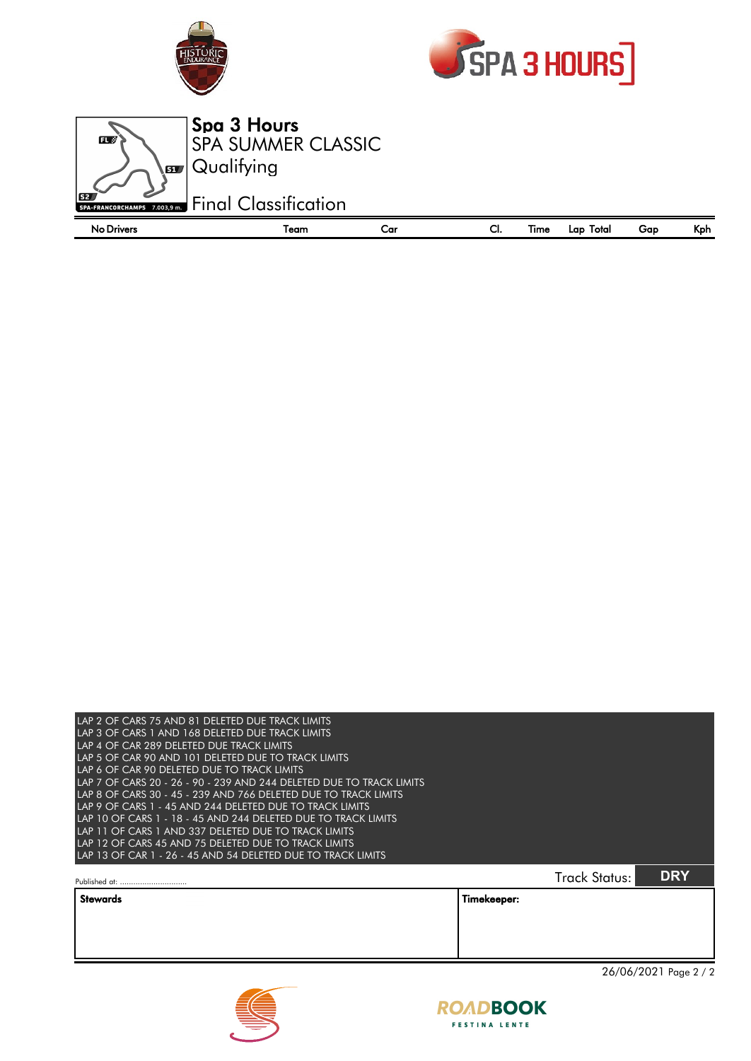# Spa 3 Hours

## SPA SUMMER CLASSIC

## Qualifying

## Final Classification

| No | Drivers | Team | Car | Cl. | Time | Lap | Total | Gap | Kph |
|---|---|---|---|---|---|---|---|---|---|

LAP 2 OF CARS 75 AND 81 DELETED DUE TRACK LIMITS
LAP 3 OF CARS 1 AND 168 DELETED DUE TRACK LIMITS
LAP 4 OF CAR 289 DELETED DUE TRACK LIMITS
LAP 5 OF CAR 90 AND 101 DELETED DUE TO TRACK LIMITS
LAP 6 OF CAR 90 DELETED DUE TO TRACK LIMITS
LAP 7 OF CARS 20 - 26 - 90 - 239 AND 244 DELETED DUE TO TRACK LIMITS
LAP 8 OF CARS 30 - 45 - 239 AND 766 DELETED DUE TO TRACK LIMITS
LAP 9 OF CARS 1 - 45 AND 244 DELETED DUE TO TRACK LIMITS
LAP 10 OF CARS 1 - 18 - 45 AND 244 DELETED DUE TO TRACK LIMITS
LAP 11 OF CARS 1 AND 337 DELETED DUE TO TRACK LIMITS
LAP 12 OF CARS 45 AND 75 DELETED DUE TO TRACK LIMITS
LAP 13 OF CAR 1 - 26 - 45 AND 54 DELETED DUE TO TRACK LIMITS

Published at: ..............................

Track Status: **DRY**

| Stewards | Timekeeper: |
|---|---|
| | |

26/06/2021